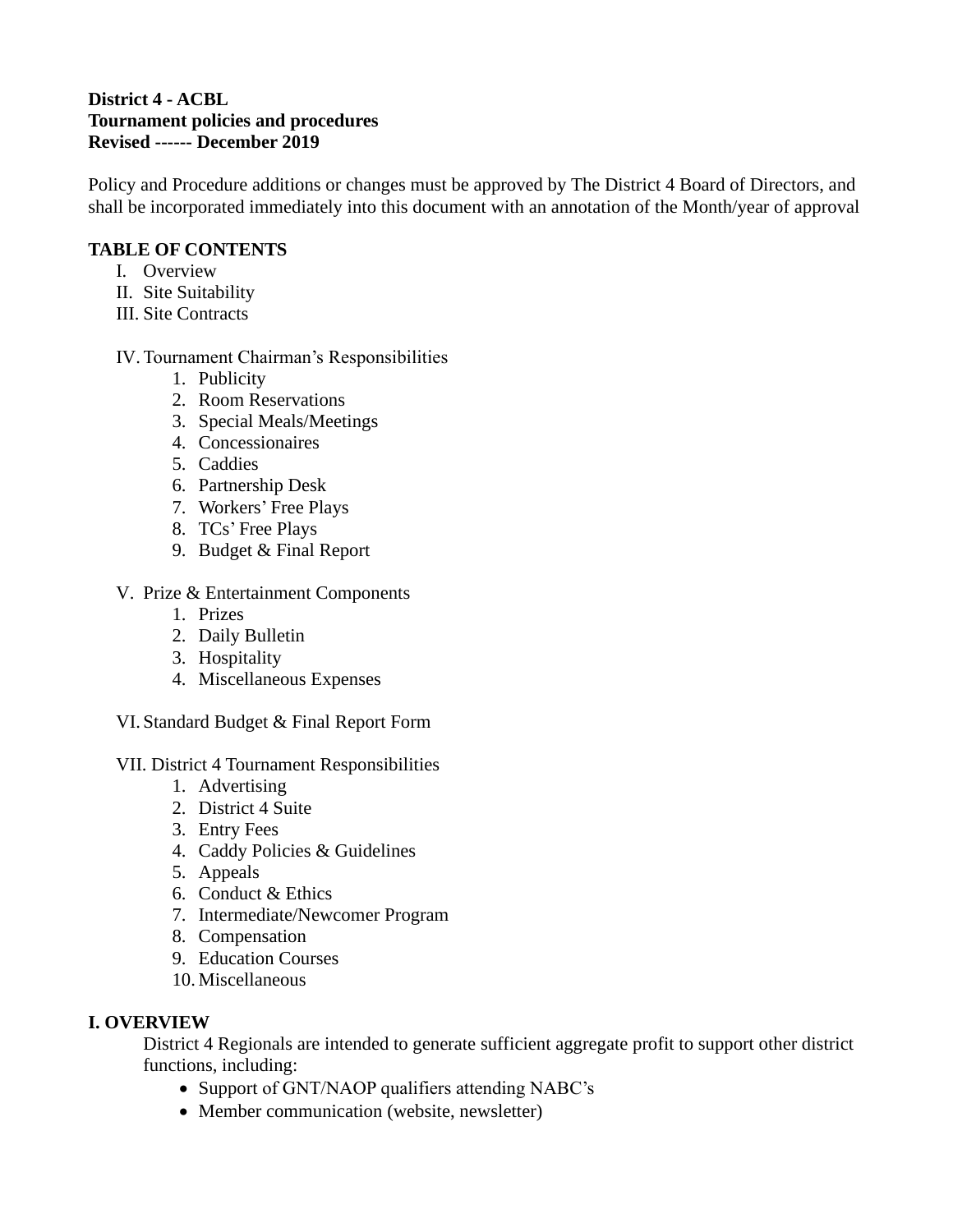**District 4 - ACBL**
**Tournament policies and procedures**
**Revised ------ December 2019**

Policy and Procedure additions or changes must be approved by The District 4 Board of Directors, and shall be incorporated immediately into this document with an annotation of the Month/year of approval

**TABLE OF CONTENTS**

I. Overview
II. Site Suitability
III. Site Contracts

IV. Tournament Chairman's Responsibilities
1. Publicity
2. Room Reservations
3. Special Meals/Meetings
4. Concessionaires
5. Caddies
6. Partnership Desk
7. Workers' Free Plays
8. TCs' Free Plays
9. Budget & Final Report

V. Prize & Entertainment Components
1. Prizes
2. Daily Bulletin
3. Hospitality
4. Miscellaneous Expenses

VI. Standard Budget & Final Report Form

VII. District 4 Tournament Responsibilities
1. Advertising
2. District 4 Suite
3. Entry Fees
4. Caddy Policies & Guidelines
5. Appeals
6. Conduct & Ethics
7. Intermediate/Newcomer Program
8. Compensation
9. Education Courses
10. Miscellaneous

## I. OVERVIEW

District 4 Regionals are intended to generate sufficient aggregate profit to support other district functions, including:

- Support of GNT/NAOP qualifiers attending NABC's
- Member communication (website, newsletter)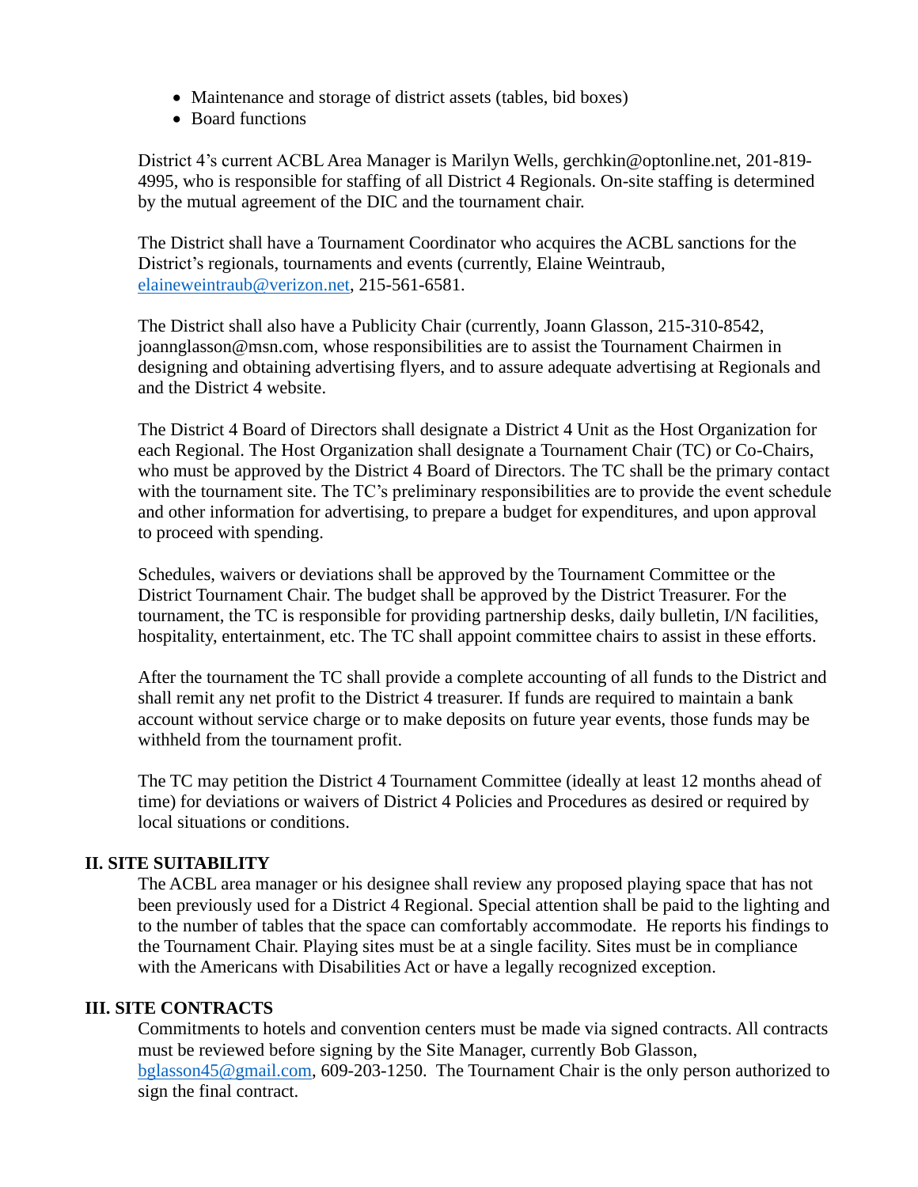- Maintenance and storage of district assets (tables, bid boxes)
- Board functions

District 4's current ACBL Area Manager is Marilyn Wells, gerchkin@optonline.net, 201-819-4995, who is responsible for staffing of all District 4 Regionals. On-site staffing is determined by the mutual agreement of the DIC and the tournament chair.

The District shall have a Tournament Coordinator who acquires the ACBL sanctions for the District's regionals, tournaments and events (currently, Elaine Weintraub, elaineweintraub@verizon.net, 215-561-6581.

The District shall also have a Publicity Chair (currently, Joann Glasson, 215-310-8542, joannglasson@msn.com, whose responsibilities are to assist the Tournament Chairmen in designing and obtaining advertising flyers, and to assure adequate advertising at Regionals and and the District 4 website.

The District 4 Board of Directors shall designate a District 4 Unit as the Host Organization for each Regional. The Host Organization shall designate a Tournament Chair (TC) or Co-Chairs, who must be approved by the District 4 Board of Directors. The TC shall be the primary contact with the tournament site. The TC's preliminary responsibilities are to provide the event schedule and other information for advertising, to prepare a budget for expenditures, and upon approval to proceed with spending.

Schedules, waivers or deviations shall be approved by the Tournament Committee or the District Tournament Chair. The budget shall be approved by the District Treasurer. For the tournament, the TC is responsible for providing partnership desks, daily bulletin, I/N facilities, hospitality, entertainment, etc. The TC shall appoint committee chairs to assist in these efforts.

After the tournament the TC shall provide a complete accounting of all funds to the District and shall remit any net profit to the District 4 treasurer. If funds are required to maintain a bank account without service charge or to make deposits on future year events, those funds may be withheld from the tournament profit.

The TC may petition the District 4 Tournament Committee (ideally at least 12 months ahead of time) for deviations or waivers of District 4 Policies and Procedures as desired or required by local situations or conditions.

## II. SITE SUITABILITY

The ACBL area manager or his designee shall review any proposed playing space that has not been previously used for a District 4 Regional. Special attention shall be paid to the lighting and to the number of tables that the space can comfortably accommodate. He reports his findings to the Tournament Chair. Playing sites must be at a single facility. Sites must be in compliance with the Americans with Disabilities Act or have a legally recognized exception.

## III. SITE CONTRACTS

Commitments to hotels and convention centers must be made via signed contracts. All contracts must be reviewed before signing by the Site Manager, currently Bob Glasson, bglasson45@gmail.com, 609-203-1250. The Tournament Chair is the only person authorized to sign the final contract.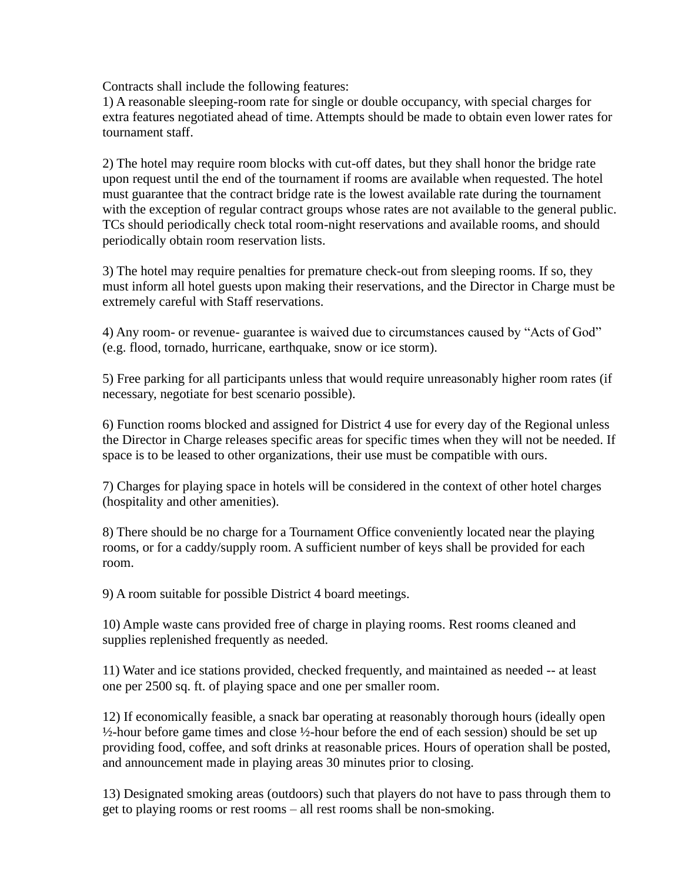Contracts shall include the following features:

1) A reasonable sleeping-room rate for single or double occupancy, with special charges for extra features negotiated ahead of time. Attempts should be made to obtain even lower rates for tournament staff.

2) The hotel may require room blocks with cut-off dates, but they shall honor the bridge rate upon request until the end of the tournament if rooms are available when requested. The hotel must guarantee that the contract bridge rate is the lowest available rate during the tournament with the exception of regular contract groups whose rates are not available to the general public. TCs should periodically check total room-night reservations and available rooms, and should periodically obtain room reservation lists.

3) The hotel may require penalties for premature check-out from sleeping rooms. If so, they must inform all hotel guests upon making their reservations, and the Director in Charge must be extremely careful with Staff reservations.

4) Any room- or revenue- guarantee is waived due to circumstances caused by "Acts of God" (e.g. flood, tornado, hurricane, earthquake, snow or ice storm).

5) Free parking for all participants unless that would require unreasonably higher room rates (if necessary, negotiate for best scenario possible).

6) Function rooms blocked and assigned for District 4 use for every day of the Regional unless the Director in Charge releases specific areas for specific times when they will not be needed. If space is to be leased to other organizations, their use must be compatible with ours.

7) Charges for playing space in hotels will be considered in the context of other hotel charges (hospitality and other amenities).

8) There should be no charge for a Tournament Office conveniently located near the playing rooms, or for a caddy/supply room. A sufficient number of keys shall be provided for each room.

9) A room suitable for possible District 4 board meetings.

10) Ample waste cans provided free of charge in playing rooms. Rest rooms cleaned and supplies replenished frequently as needed.

11) Water and ice stations provided, checked frequently, and maintained as needed -- at least one per 2500 sq. ft. of playing space and one per smaller room.

12) If economically feasible, a snack bar operating at reasonably thorough hours (ideally open ½-hour before game times and close ½-hour before the end of each session) should be set up providing food, coffee, and soft drinks at reasonable prices. Hours of operation shall be posted, and announcement made in playing areas 30 minutes prior to closing.

13) Designated smoking areas (outdoors) such that players do not have to pass through them to get to playing rooms or rest rooms – all rest rooms shall be non-smoking.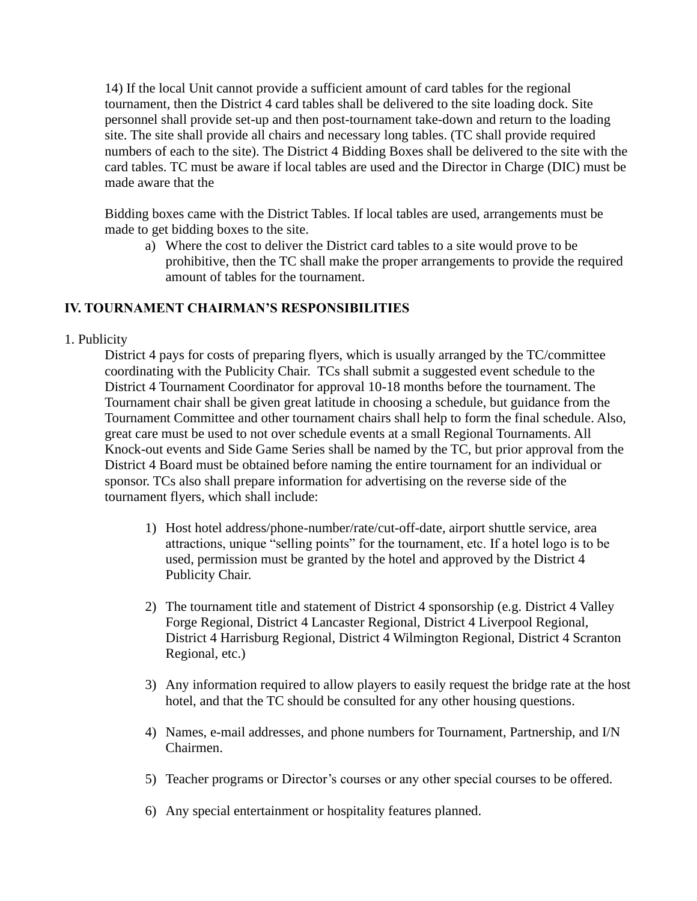14) If the local Unit cannot provide a sufficient amount of card tables for the regional tournament, then the District 4 card tables shall be delivered to the site loading dock. Site personnel shall provide set-up and then post-tournament take-down and return to the loading site. The site shall provide all chairs and necessary long tables. (TC shall provide required numbers of each to the site). The District 4 Bidding Boxes shall be delivered to the site with the card tables. TC must be aware if local tables are used and the Director in Charge (DIC) must be made aware that the

Bidding boxes came with the District Tables. If local tables are used, arrangements must be made to get bidding boxes to the site.

a) Where the cost to deliver the District card tables to a site would prove to be prohibitive, then the TC shall make the proper arrangements to provide the required amount of tables for the tournament.

## IV. TOURNAMENT CHAIRMAN'S RESPONSIBILITIES

1. Publicity

District 4 pays for costs of preparing flyers, which is usually arranged by the TC/committee coordinating with the Publicity Chair. TCs shall submit a suggested event schedule to the District 4 Tournament Coordinator for approval 10-18 months before the tournament. The Tournament chair shall be given great latitude in choosing a schedule, but guidance from the Tournament Committee and other tournament chairs shall help to form the final schedule. Also, great care must be used to not over schedule events at a small Regional Tournaments. All Knock-out events and Side Game Series shall be named by the TC, but prior approval from the District 4 Board must be obtained before naming the entire tournament for an individual or sponsor. TCs also shall prepare information for advertising on the reverse side of the tournament flyers, which shall include:

1) Host hotel address/phone-number/rate/cut-off-date, airport shuttle service, area attractions, unique "selling points" for the tournament, etc. If a hotel logo is to be used, permission must be granted by the hotel and approved by the District 4 Publicity Chair.

2) The tournament title and statement of District 4 sponsorship (e.g. District 4 Valley Forge Regional, District 4 Lancaster Regional, District 4 Liverpool Regional, District 4 Harrisburg Regional, District 4 Wilmington Regional, District 4 Scranton Regional, etc.)

3) Any information required to allow players to easily request the bridge rate at the host hotel, and that the TC should be consulted for any other housing questions.

4) Names, e-mail addresses, and phone numbers for Tournament, Partnership, and I/N Chairmen.

5) Teacher programs or Director's courses or any other special courses to be offered.

6) Any special entertainment or hospitality features planned.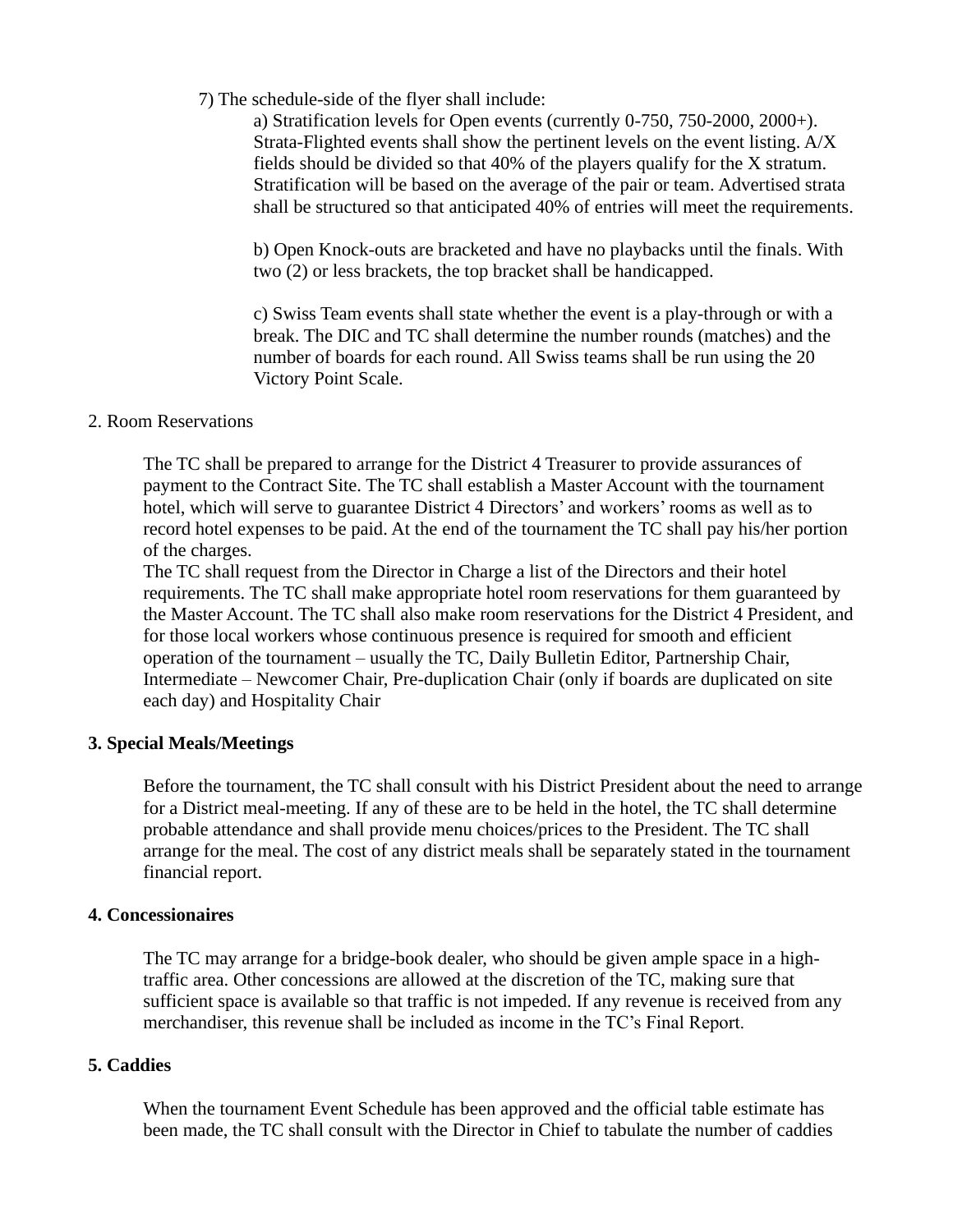7) The schedule-side of the flyer shall include:

a) Stratification levels for Open events (currently 0-750, 750-2000, 2000+). Strata-Flighted events shall show the pertinent levels on the event listing. A/X fields should be divided so that 40% of the players qualify for the X stratum. Stratification will be based on the average of the pair or team. Advertised strata shall be structured so that anticipated 40% of entries will meet the requirements.

b) Open Knock-outs are bracketed and have no playbacks until the finals. With two (2) or less brackets, the top bracket shall be handicapped.

c) Swiss Team events shall state whether the event is a play-through or with a break. The DIC and TC shall determine the number rounds (matches) and the number of boards for each round. All Swiss teams shall be run using the 20 Victory Point Scale.

2. Room Reservations

The TC shall be prepared to arrange for the District 4 Treasurer to provide assurances of payment to the Contract Site. The TC shall establish a Master Account with the tournament hotel, which will serve to guarantee District 4 Directors' and workers' rooms as well as to record hotel expenses to be paid. At the end of the tournament the TC shall pay his/her portion of the charges.
The TC shall request from the Director in Charge a list of the Directors and their hotel requirements. The TC shall make appropriate hotel room reservations for them guaranteed by the Master Account. The TC shall also make room reservations for the District 4 President, and for those local workers whose continuous presence is required for smooth and efficient operation of the tournament – usually the TC, Daily Bulletin Editor, Partnership Chair, Intermediate – Newcomer Chair, Pre-duplication Chair (only if boards are duplicated on site each day) and Hospitality Chair

**3. Special Meals/Meetings**

Before the tournament, the TC shall consult with his District President about the need to arrange for a District meal-meeting. If any of these are to be held in the hotel, the TC shall determine probable attendance and shall provide menu choices/prices to the President. The TC shall arrange for the meal. The cost of any district meals shall be separately stated in the tournament financial report.

**4. Concessionaires**

The TC may arrange for a bridge-book dealer, who should be given ample space in a high-traffic area. Other concessions are allowed at the discretion of the TC, making sure that sufficient space is available so that traffic is not impeded. If any revenue is received from any merchandiser, this revenue shall be included as income in the TC's Final Report.

**5. Caddies**

When the tournament Event Schedule has been approved and the official table estimate has been made, the TC shall consult with the Director in Chief to tabulate the number of caddies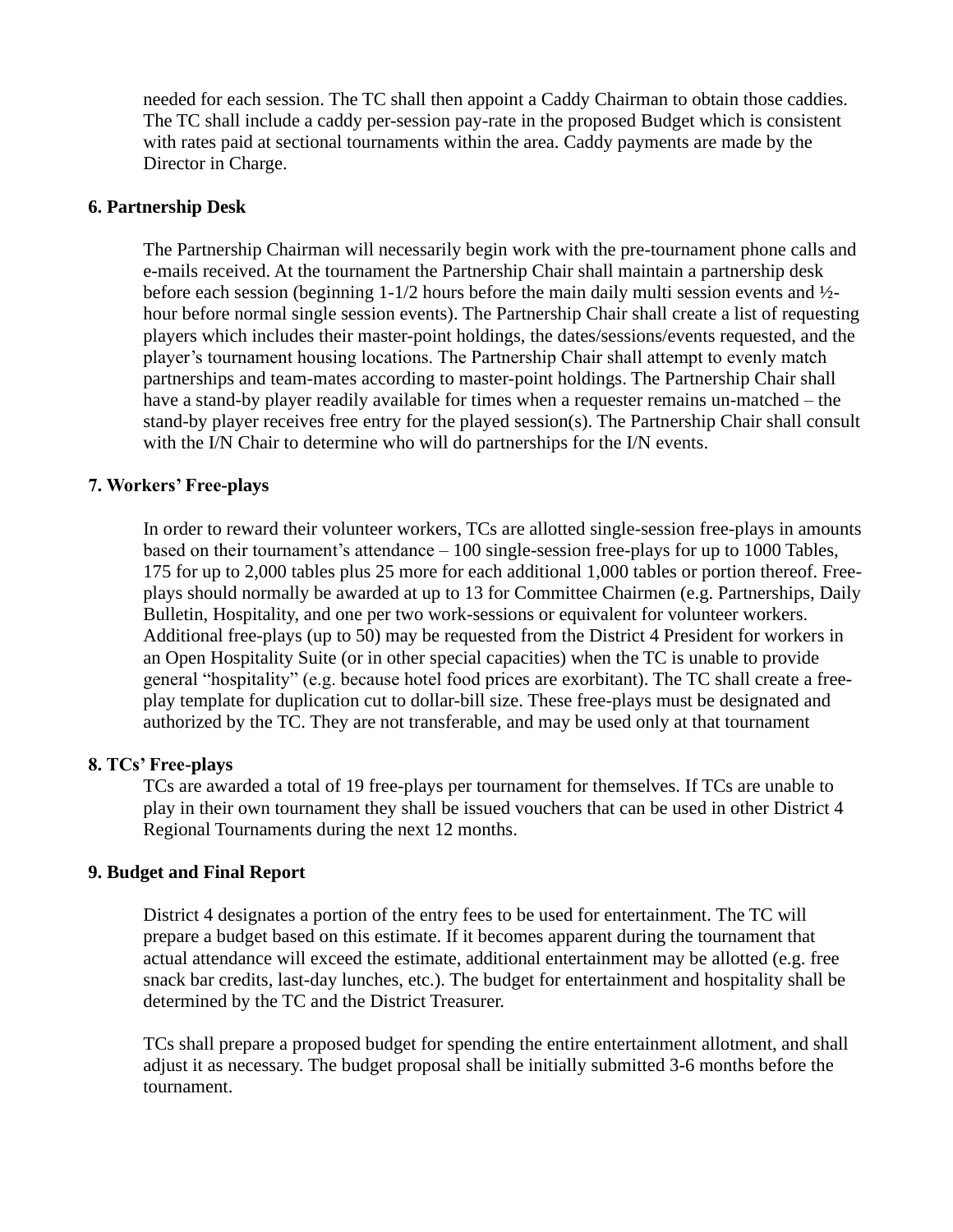needed for each session. The TC shall then appoint a Caddy Chairman to obtain those caddies. The TC shall include a caddy per-session pay-rate in the proposed Budget which is consistent with rates paid at sectional tournaments within the area. Caddy payments are made by the Director in Charge.

**6. Partnership Desk**

The Partnership Chairman will necessarily begin work with the pre-tournament phone calls and e-mails received. At the tournament the Partnership Chair shall maintain a partnership desk before each session (beginning 1-1/2 hours before the main daily multi session events and ½-hour before normal single session events). The Partnership Chair shall create a list of requesting players which includes their master-point holdings, the dates/sessions/events requested, and the player's tournament housing locations. The Partnership Chair shall attempt to evenly match partnerships and team-mates according to master-point holdings. The Partnership Chair shall have a stand-by player readily available for times when a requester remains un-matched – the stand-by player receives free entry for the played session(s). The Partnership Chair shall consult with the I/N Chair to determine who will do partnerships for the I/N events.

**7. Workers' Free-plays**

In order to reward their volunteer workers, TCs are allotted single-session free-plays in amounts based on their tournament's attendance – 100 single-session free-plays for up to 1000 Tables, 175 for up to 2,000 tables plus 25 more for each additional 1,000 tables or portion thereof. Free-plays should normally be awarded at up to 13 for Committee Chairmen (e.g. Partnerships, Daily Bulletin, Hospitality, and one per two work-sessions or equivalent for volunteer workers. Additional free-plays (up to 50) may be requested from the District 4 President for workers in an Open Hospitality Suite (or in other special capacities) when the TC is unable to provide general "hospitality" (e.g. because hotel food prices are exorbitant). The TC shall create a free-play template for duplication cut to dollar-bill size. These free-plays must be designated and authorized by the TC. They are not transferable, and may be used only at that tournament

**8. TCs' Free-plays**

TCs are awarded a total of 19 free-plays per tournament for themselves. If TCs are unable to play in their own tournament they shall be issued vouchers that can be used in other District 4 Regional Tournaments during the next 12 months.

**9. Budget and Final Report**

District 4 designates a portion of the entry fees to be used for entertainment. The TC will prepare a budget based on this estimate. If it becomes apparent during the tournament that actual attendance will exceed the estimate, additional entertainment may be allotted (e.g. free snack bar credits, last-day lunches, etc.). The budget for entertainment and hospitality shall be determined by the TC and the District Treasurer.

TCs shall prepare a proposed budget for spending the entire entertainment allotment, and shall adjust it as necessary. The budget proposal shall be initially submitted 3-6 months before the tournament.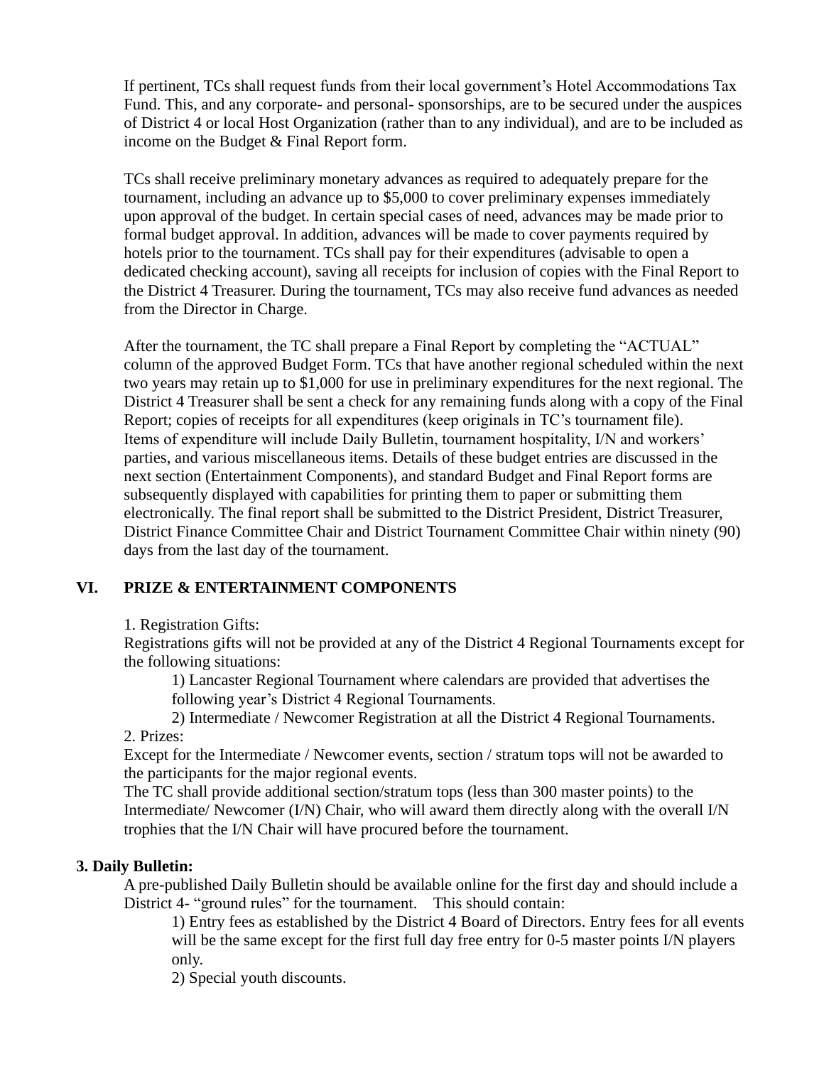If pertinent, TCs shall request funds from their local government's Hotel Accommodations Tax Fund. This, and any corporate- and personal- sponsorships, are to be secured under the auspices of District 4 or local Host Organization (rather than to any individual), and are to be included as income on the Budget & Final Report form.

TCs shall receive preliminary monetary advances as required to adequately prepare for the tournament, including an advance up to $5,000 to cover preliminary expenses immediately upon approval of the budget. In certain special cases of need, advances may be made prior to formal budget approval. In addition, advances will be made to cover payments required by hotels prior to the tournament. TCs shall pay for their expenditures (advisable to open a dedicated checking account), saving all receipts for inclusion of copies with the Final Report to the District 4 Treasurer. During the tournament, TCs may also receive fund advances as needed from the Director in Charge.

After the tournament, the TC shall prepare a Final Report by completing the "ACTUAL" column of the approved Budget Form. TCs that have another regional scheduled within the next two years may retain up to $1,000 for use in preliminary expenditures for the next regional. The District 4 Treasurer shall be sent a check for any remaining funds along with a copy of the Final Report; copies of receipts for all expenditures (keep originals in TC's tournament file). Items of expenditure will include Daily Bulletin, tournament hospitality, I/N and workers' parties, and various miscellaneous items. Details of these budget entries are discussed in the next section (Entertainment Components), and standard Budget and Final Report forms are subsequently displayed with capabilities for printing them to paper or submitting them electronically. The final report shall be submitted to the District President, District Treasurer, District Finance Committee Chair and District Tournament Committee Chair within ninety (90) days from the last day of the tournament.

## VI. PRIZE & ENTERTAINMENT COMPONENTS

1. Registration Gifts:

Registrations gifts will not be provided at any of the District 4 Regional Tournaments except for the following situations:

1) Lancaster Regional Tournament where calendars are provided that advertises the following year's District 4 Regional Tournaments.

2) Intermediate / Newcomer Registration at all the District 4 Regional Tournaments.

2. Prizes:

Except for the Intermediate / Newcomer events, section / stratum tops will not be awarded to the participants for the major regional events.

The TC shall provide additional section/stratum tops (less than 300 master points) to the Intermediate/ Newcomer (I/N) Chair, who will award them directly along with the overall I/N trophies that the I/N Chair will have procured before the tournament.

**3. Daily Bulletin:**

A pre-published Daily Bulletin should be available online for the first day and should include a District 4- "ground rules" for the tournament. This should contain:

1) Entry fees as established by the District 4 Board of Directors. Entry fees for all events will be the same except for the first full day free entry for 0-5 master points I/N players only.

2) Special youth discounts.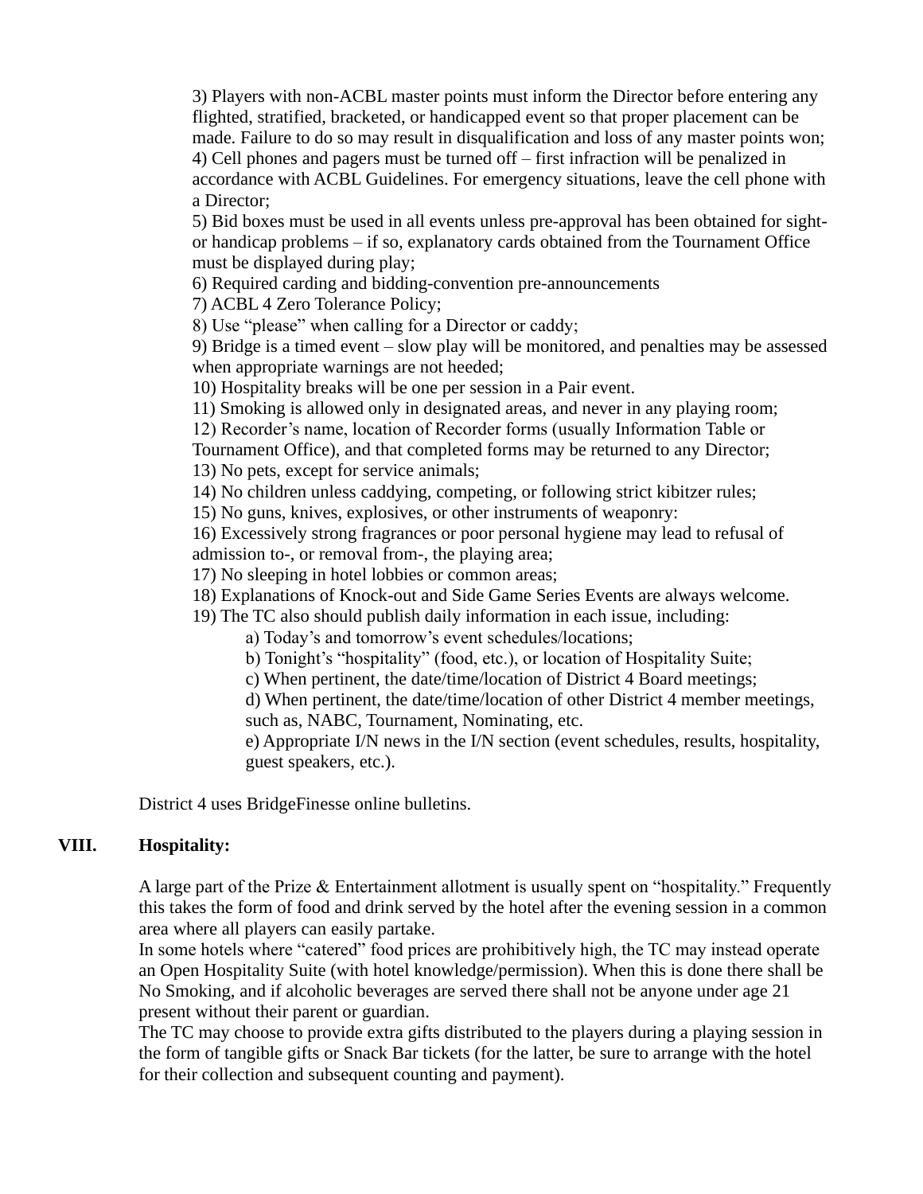3) Players with non-ACBL master points must inform the Director before entering any flighted, stratified, bracketed, or handicapped event so that proper placement can be made. Failure to do so may result in disqualification and loss of any master points won;
4) Cell phones and pagers must be turned off – first infraction will be penalized in accordance with ACBL Guidelines. For emergency situations, leave the cell phone with a Director;
5) Bid boxes must be used in all events unless pre-approval has been obtained for sight- or handicap problems – if so, explanatory cards obtained from the Tournament Office must be displayed during play;
6) Required carding and bidding-convention pre-announcements
7) ACBL 4 Zero Tolerance Policy;
8) Use "please" when calling for a Director or caddy;
9) Bridge is a timed event – slow play will be monitored, and penalties may be assessed when appropriate warnings are not heeded;
10) Hospitality breaks will be one per session in a Pair event.
11) Smoking is allowed only in designated areas, and never in any playing room;
12) Recorder's name, location of Recorder forms (usually Information Table or Tournament Office), and that completed forms may be returned to any Director;
13) No pets, except for service animals;
14) No children unless caddying, competing, or following strict kibitzer rules;
15) No guns, knives, explosives, or other instruments of weaponry:
16) Excessively strong fragrances or poor personal hygiene may lead to refusal of admission to-, or removal from-, the playing area;
17) No sleeping in hotel lobbies or common areas;
18) Explanations of Knock-out and Side Game Series Events are always welcome.
19) The TC also should publish daily information in each issue, including:
   a) Today's and tomorrow's event schedules/locations;
   b) Tonight's "hospitality" (food, etc.), or location of Hospitality Suite;
   c) When pertinent, the date/time/location of District 4 Board meetings;
   d) When pertinent, the date/time/location of other District 4 member meetings, such as, NABC, Tournament, Nominating, etc.
   e) Appropriate I/N news in the I/N section (event schedules, results, hospitality, guest speakers, etc.).

District 4 uses BridgeFinesse online bulletins.

## VIII. Hospitality:

A large part of the Prize & Entertainment allotment is usually spent on "hospitality." Frequently this takes the form of food and drink served by the hotel after the evening session in a common area where all players can easily partake.

In some hotels where "catered" food prices are prohibitively high, the TC may instead operate an Open Hospitality Suite (with hotel knowledge/permission). When this is done there shall be No Smoking, and if alcoholic beverages are served there shall not be anyone under age 21 present without their parent or guardian.

The TC may choose to provide extra gifts distributed to the players during a playing session in the form of tangible gifts or Snack Bar tickets (for the latter, be sure to arrange with the hotel for their collection and subsequent counting and payment).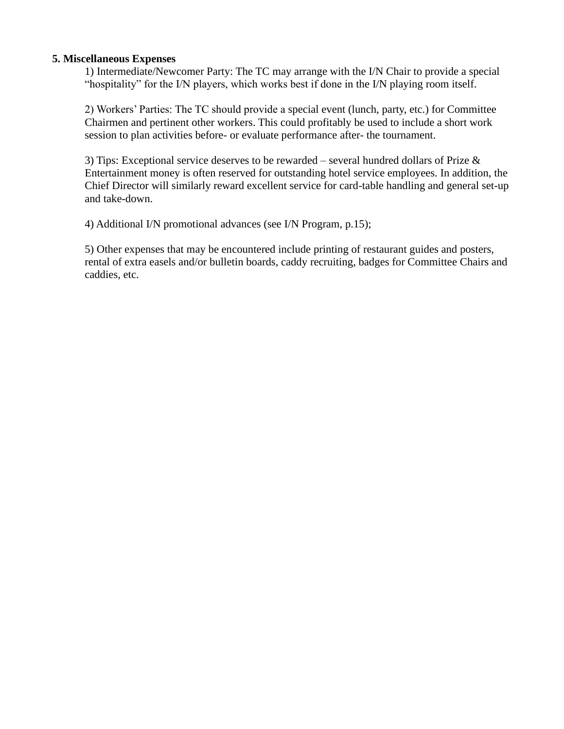**5. Miscellaneous Expenses**

1) Intermediate/Newcomer Party: The TC may arrange with the I/N Chair to provide a special "hospitality" for the I/N players, which works best if done in the I/N playing room itself.

2) Workers' Parties: The TC should provide a special event (lunch, party, etc.) for Committee Chairmen and pertinent other workers. This could profitably be used to include a short work session to plan activities before- or evaluate performance after- the tournament.

3) Tips: Exceptional service deserves to be rewarded – several hundred dollars of Prize & Entertainment money is often reserved for outstanding hotel service employees. In addition, the Chief Director will similarly reward excellent service for card-table handling and general set-up and take-down.

4) Additional I/N promotional advances (see I/N Program, p.15);

5) Other expenses that may be encountered include printing of restaurant guides and posters, rental of extra easels and/or bulletin boards, caddy recruiting, badges for Committee Chairs and caddies, etc.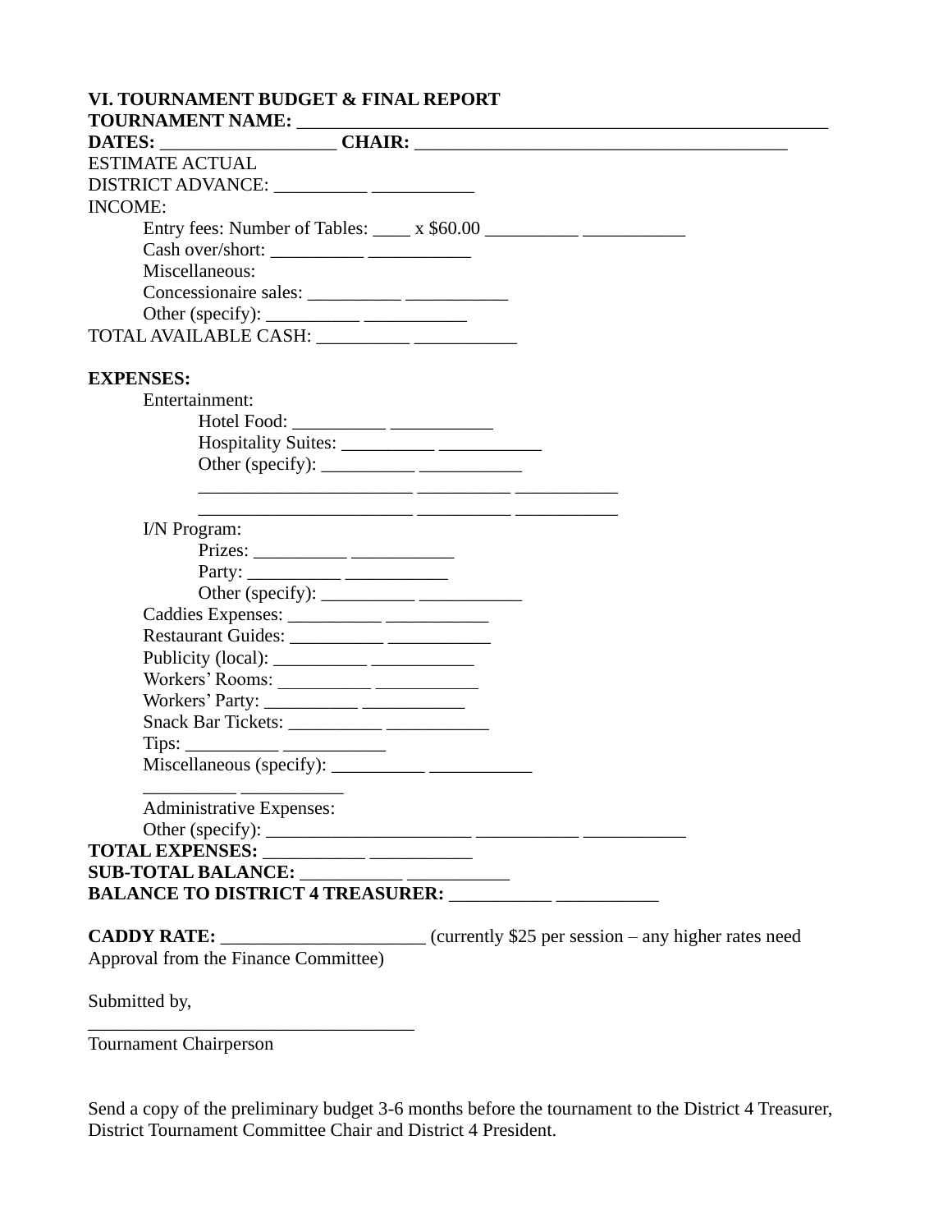**VI. TOURNAMENT BUDGET & FINAL REPORT**

**TOURNAMENT NAME:** ___________________________________________________________

**DATES:** ___________________ **CHAIR:** ________________________________________

ESTIMATE ACTUAL

DISTRICT ADVANCE: __________ ___________

INCOME:

- Entry fees: Number of Tables: ____ x $60.00 __________ ___________
- Cash over/short: __________ ___________
- Miscellaneous:
- Concessionaire sales: __________ ___________
- Other (specify): __________ ___________

TOTAL AVAILABLE CASH: __________ ___________

**EXPENSES:**

- Entertainment:
  - Hotel Food: __________ ___________
  - Hospitality Suites: __________ ___________
  - Other (specify): __________ ___________
  - _______________________ __________ ___________
  - _______________________ __________ ___________
- I/N Program:
  - Prizes: __________ ___________
  - Party: __________ ___________
  - Other (specify): __________ ___________
- Caddies Expenses: __________ ___________
- Restaurant Guides: __________ ___________
- Publicity (local): __________ ___________
- Workers' Rooms: __________ ___________
- Workers' Party: __________ ___________
- Snack Bar Tickets: __________ ___________
- Tips: __________ ___________
- Miscellaneous (specify): __________ ___________
- __________ ___________
- Administrative Expenses:
- Other (specify): ______________________ ___________ ___________

**TOTAL EXPENSES:** ___________ ___________

**SUB-TOTAL BALANCE:** ___________ ___________

**BALANCE TO DISTRICT 4 TREASURER:** ___________ ___________

**CADDY RATE:** ______________________ (currently $25 per session – any higher rates need Approval from the Finance Committee)

Submitted by,

___________________________________

Tournament Chairperson

Send a copy of the preliminary budget 3-6 months before the tournament to the District 4 Treasurer, District Tournament Committee Chair and District 4 President.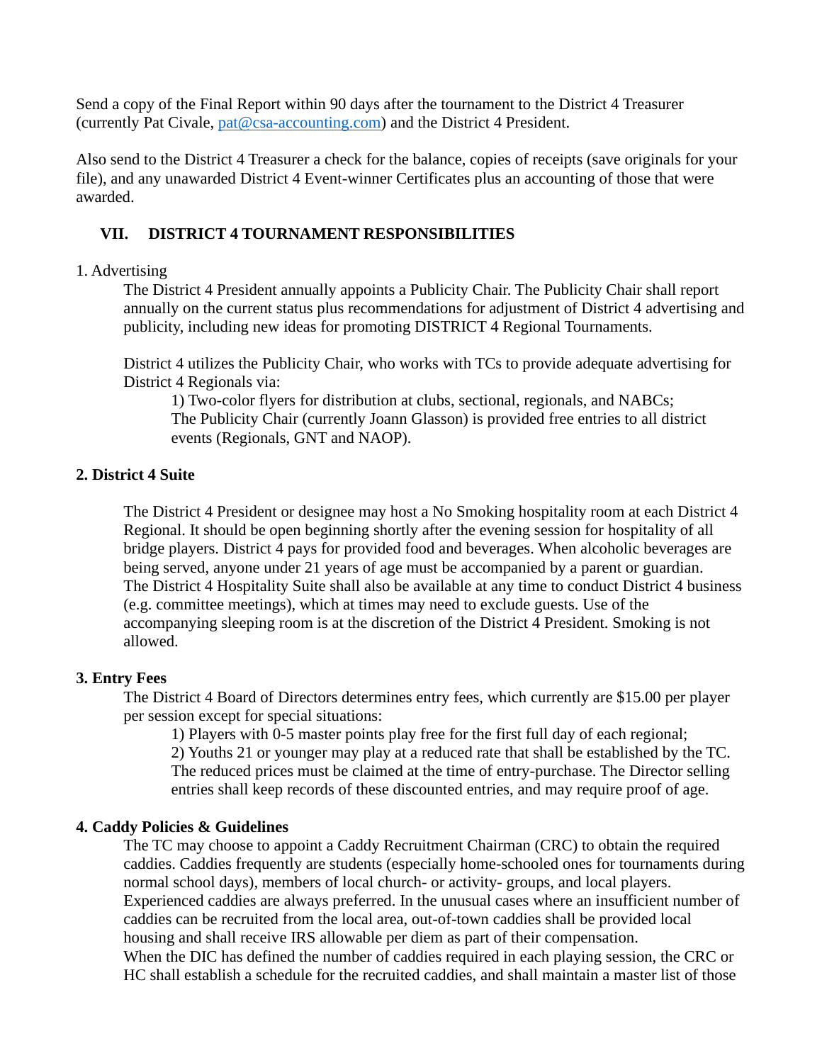Send a copy of the Final Report within 90 days after the tournament to the District 4 Treasurer (currently Pat Civale, pat@csa-accounting.com) and the District 4 President.

Also send to the District 4 Treasurer a check for the balance, copies of receipts (save originals for your file), and any unawarded District 4 Event-winner Certificates plus an accounting of those that were awarded.

## VII. DISTRICT 4 TOURNAMENT RESPONSIBILITIES

1. Advertising

The District 4 President annually appoints a Publicity Chair. The Publicity Chair shall report annually on the current status plus recommendations for adjustment of District 4 advertising and publicity, including new ideas for promoting DISTRICT 4 Regional Tournaments.

District 4 utilizes the Publicity Chair, who works with TCs to provide adequate advertising for District 4 Regionals via:

1) Two-color flyers for distribution at clubs, sectional, regionals, and NABCs;
The Publicity Chair (currently Joann Glasson) is provided free entries to all district events (Regionals, GNT and NAOP).

**2. District 4 Suite**

The District 4 President or designee may host a No Smoking hospitality room at each District 4 Regional. It should be open beginning shortly after the evening session for hospitality of all bridge players. District 4 pays for provided food and beverages. When alcoholic beverages are being served, anyone under 21 years of age must be accompanied by a parent or guardian. The District 4 Hospitality Suite shall also be available at any time to conduct District 4 business (e.g. committee meetings), which at times may need to exclude guests. Use of the accompanying sleeping room is at the discretion of the District 4 President. Smoking is not allowed.

**3. Entry Fees**

The District 4 Board of Directors determines entry fees, which currently are $15.00 per player per session except for special situations:

1) Players with 0-5 master points play free for the first full day of each regional;
2) Youths 21 or younger may play at a reduced rate that shall be established by the TC. The reduced prices must be claimed at the time of entry-purchase. The Director selling entries shall keep records of these discounted entries, and may require proof of age.

**4. Caddy Policies & Guidelines**

The TC may choose to appoint a Caddy Recruitment Chairman (CRC) to obtain the required caddies. Caddies frequently are students (especially home-schooled ones for tournaments during normal school days), members of local church- or activity- groups, and local players. Experienced caddies are always preferred. In the unusual cases where an insufficient number of caddies can be recruited from the local area, out-of-town caddies shall be provided local housing and shall receive IRS allowable per diem as part of their compensation.
When the DIC has defined the number of caddies required in each playing session, the CRC or HC shall establish a schedule for the recruited caddies, and shall maintain a master list of those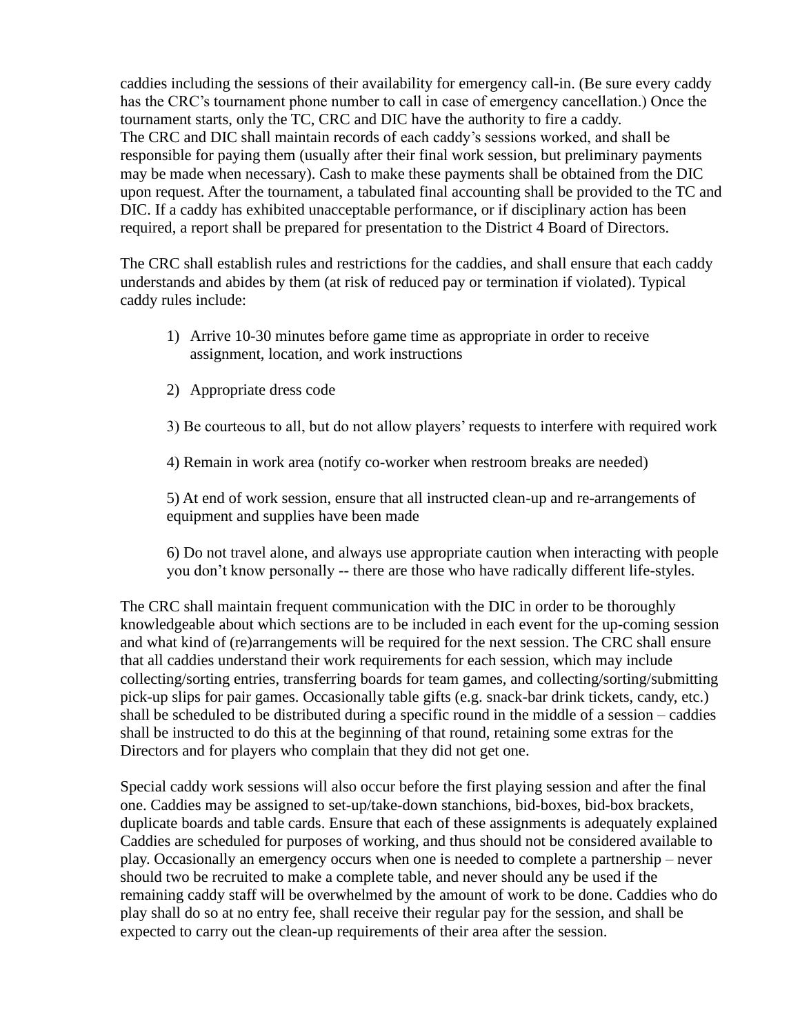caddies including the sessions of their availability for emergency call-in. (Be sure every caddy has the CRC's tournament phone number to call in case of emergency cancellation.) Once the tournament starts, only the TC, CRC and DIC have the authority to fire a caddy.
The CRC and DIC shall maintain records of each caddy's sessions worked, and shall be responsible for paying them (usually after their final work session, but preliminary payments may be made when necessary). Cash to make these payments shall be obtained from the DIC upon request. After the tournament, a tabulated final accounting shall be provided to the TC and DIC. If a caddy has exhibited unacceptable performance, or if disciplinary action has been required, a report shall be prepared for presentation to the District 4 Board of Directors.

The CRC shall establish rules and restrictions for the caddies, and shall ensure that each caddy understands and abides by them (at risk of reduced pay or termination if violated). Typical caddy rules include:

1) Arrive 10-30 minutes before game time as appropriate in order to receive assignment, location, and work instructions

2) Appropriate dress code

3) Be courteous to all, but do not allow players' requests to interfere with required work

4) Remain in work area (notify co-worker when restroom breaks are needed)

5) At end of work session, ensure that all instructed clean-up and re-arrangements of equipment and supplies have been made

6) Do not travel alone, and always use appropriate caution when interacting with people you don't know personally -- there are those who have radically different life-styles.

The CRC shall maintain frequent communication with the DIC in order to be thoroughly knowledgeable about which sections are to be included in each event for the up-coming session and what kind of (re)arrangements will be required for the next session. The CRC shall ensure that all caddies understand their work requirements for each session, which may include collecting/sorting entries, transferring boards for team games, and collecting/sorting/submitting pick-up slips for pair games. Occasionally table gifts (e.g. snack-bar drink tickets, candy, etc.) shall be scheduled to be distributed during a specific round in the middle of a session – caddies shall be instructed to do this at the beginning of that round, retaining some extras for the Directors and for players who complain that they did not get one.

Special caddy work sessions will also occur before the first playing session and after the final one. Caddies may be assigned to set-up/take-down stanchions, bid-boxes, bid-box brackets, duplicate boards and table cards. Ensure that each of these assignments is adequately explained Caddies are scheduled for purposes of working, and thus should not be considered available to play. Occasionally an emergency occurs when one is needed to complete a partnership – never should two be recruited to make a complete table, and never should any be used if the remaining caddy staff will be overwhelmed by the amount of work to be done. Caddies who do play shall do so at no entry fee, shall receive their regular pay for the session, and shall be expected to carry out the clean-up requirements of their area after the session.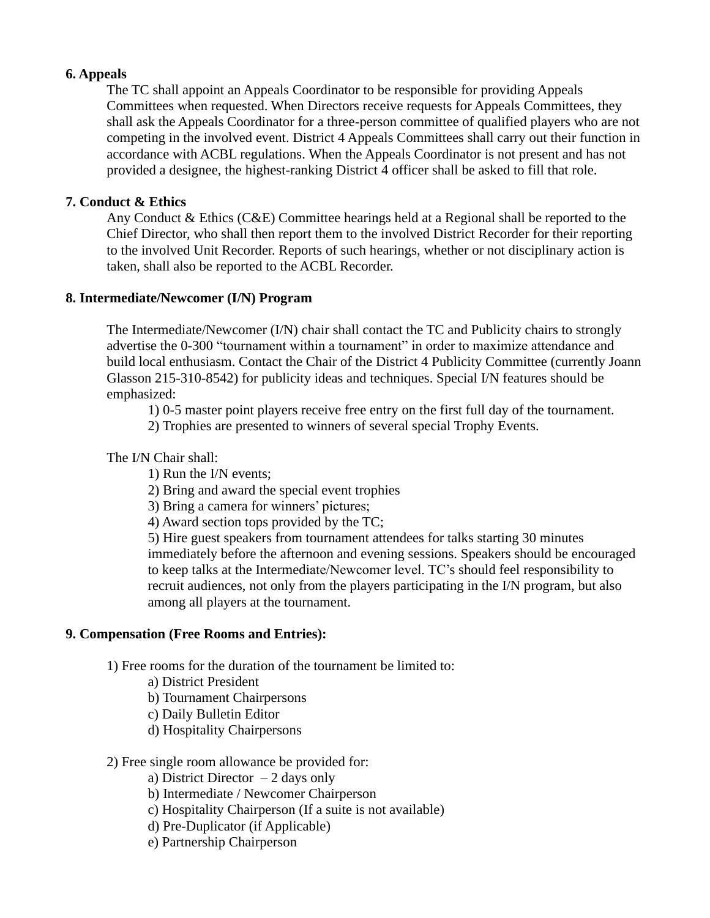**6. Appeals**

The TC shall appoint an Appeals Coordinator to be responsible for providing Appeals Committees when requested. When Directors receive requests for Appeals Committees, they shall ask the Appeals Coordinator for a three-person committee of qualified players who are not competing in the involved event. District 4 Appeals Committees shall carry out their function in accordance with ACBL regulations. When the Appeals Coordinator is not present and has not provided a designee, the highest-ranking District 4 officer shall be asked to fill that role.

**7. Conduct & Ethics**

Any Conduct & Ethics (C&E) Committee hearings held at a Regional shall be reported to the Chief Director, who shall then report them to the involved District Recorder for their reporting to the involved Unit Recorder. Reports of such hearings, whether or not disciplinary action is taken, shall also be reported to the ACBL Recorder.

**8. Intermediate/Newcomer (I/N) Program**

The Intermediate/Newcomer (I/N) chair shall contact the TC and Publicity chairs to strongly advertise the 0-300 "tournament within a tournament" in order to maximize attendance and build local enthusiasm. Contact the Chair of the District 4 Publicity Committee (currently Joann Glasson 215-310-8542) for publicity ideas and techniques. Special I/N features should be emphasized:

1) 0-5 master point players receive free entry on the first full day of the tournament.
2) Trophies are presented to winners of several special Trophy Events.

The I/N Chair shall:

1) Run the I/N events;
2) Bring and award the special event trophies
3) Bring a camera for winners' pictures;
4) Award section tops provided by the TC;
5) Hire guest speakers from tournament attendees for talks starting 30 minutes immediately before the afternoon and evening sessions. Speakers should be encouraged to keep talks at the Intermediate/Newcomer level. TC's should feel responsibility to recruit audiences, not only from the players participating in the I/N program, but also among all players at the tournament.

**9. Compensation (Free Rooms and Entries):**

1) Free rooms for the duration of the tournament be limited to:
   a) District President
   b) Tournament Chairpersons
   c) Daily Bulletin Editor
   d) Hospitality Chairpersons

2) Free single room allowance be provided for:
   a) District Director – 2 days only
   b) Intermediate / Newcomer Chairperson
   c) Hospitality Chairperson (If a suite is not available)
   d) Pre-Duplicator (if Applicable)
   e) Partnership Chairperson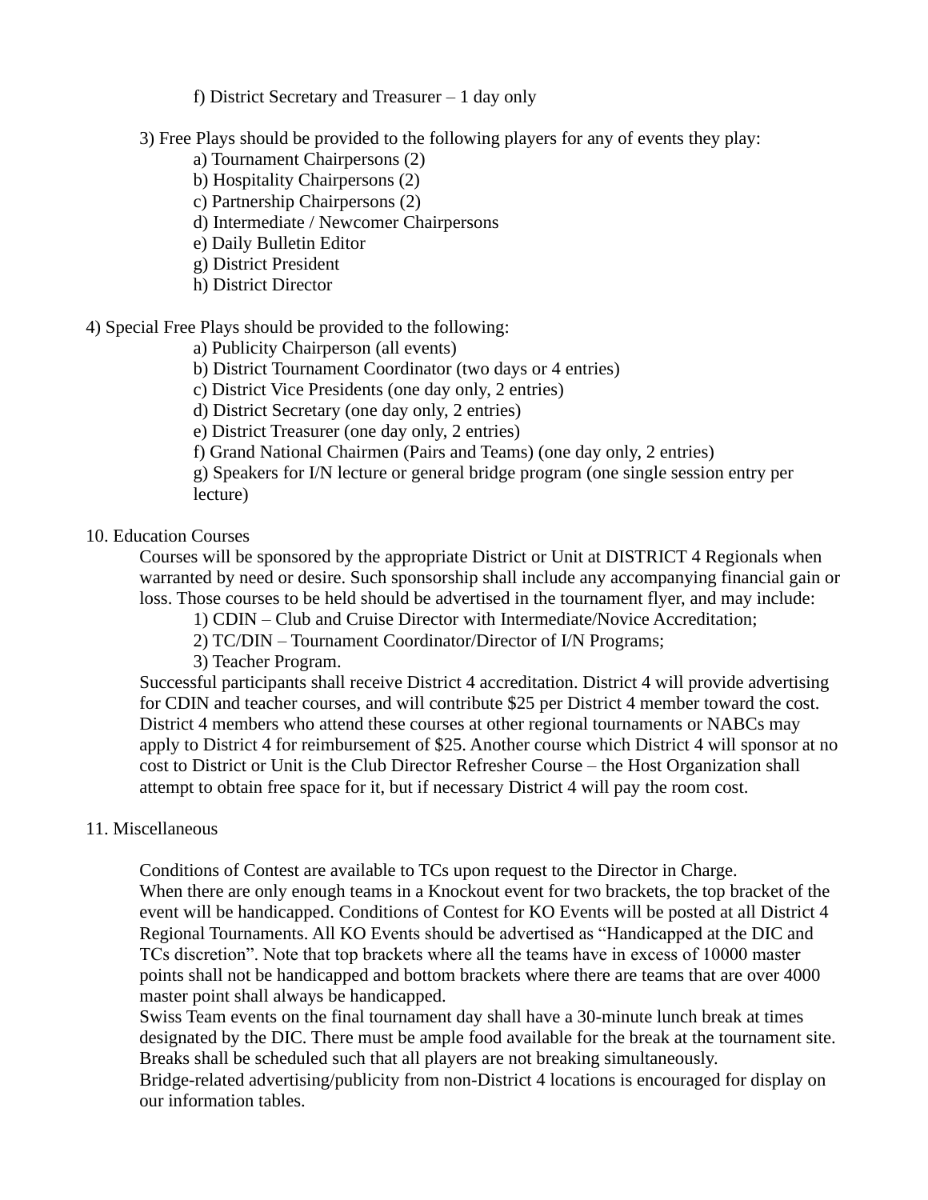f) District Secretary and Treasurer – 1 day only

3) Free Plays should be provided to the following players for any of events they play:

a) Tournament Chairpersons (2)
b) Hospitality Chairpersons (2)
c) Partnership Chairpersons (2)
d) Intermediate / Newcomer Chairpersons
e) Daily Bulletin Editor
g) District President
h) District Director

4) Special Free Plays should be provided to the following:

a) Publicity Chairperson (all events)
b) District Tournament Coordinator (two days or 4 entries)
c) District Vice Presidents (one day only, 2 entries)
d) District Secretary (one day only, 2 entries)
e) District Treasurer (one day only, 2 entries)
f) Grand National Chairmen (Pairs and Teams) (one day only, 2 entries)
g) Speakers for I/N lecture or general bridge program (one single session entry per lecture)

10. Education Courses

Courses will be sponsored by the appropriate District or Unit at DISTRICT 4 Regionals when warranted by need or desire. Such sponsorship shall include any accompanying financial gain or loss. Those courses to be held should be advertised in the tournament flyer, and may include:

1) CDIN – Club and Cruise Director with Intermediate/Novice Accreditation;
2) TC/DIN – Tournament Coordinator/Director of I/N Programs;
3) Teacher Program.

Successful participants shall receive District 4 accreditation. District 4 will provide advertising for CDIN and teacher courses, and will contribute $25 per District 4 member toward the cost. District 4 members who attend these courses at other regional tournaments or NABCs may apply to District 4 for reimbursement of $25. Another course which District 4 will sponsor at no cost to District or Unit is the Club Director Refresher Course – the Host Organization shall attempt to obtain free space for it, but if necessary District 4 will pay the room cost.

11. Miscellaneous

Conditions of Contest are available to TCs upon request to the Director in Charge.
When there are only enough teams in a Knockout event for two brackets, the top bracket of the event will be handicapped. Conditions of Contest for KO Events will be posted at all District 4 Regional Tournaments. All KO Events should be advertised as "Handicapped at the DIC and TCs discretion". Note that top brackets where all the teams have in excess of 10000 master points shall not be handicapped and bottom brackets where there are teams that are over 4000 master point shall always be handicapped.
Swiss Team events on the final tournament day shall have a 30-minute lunch break at times designated by the DIC. There must be ample food available for the break at the tournament site. Breaks shall be scheduled such that all players are not breaking simultaneously.
Bridge-related advertising/publicity from non-District 4 locations is encouraged for display on our information tables.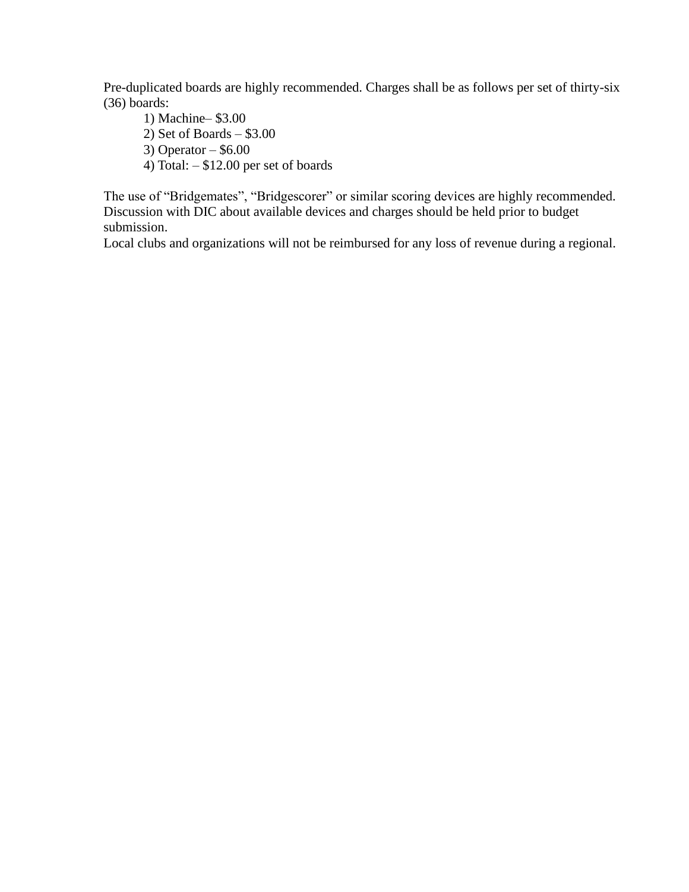Pre-duplicated boards are highly recommended. Charges shall be as follows per set of thirty-six (36) boards:

1) Machine– $3.00
2) Set of Boards – $3.00
3) Operator – $6.00
4) Total: – $12.00 per set of boards

The use of “Bridgemates”, “Bridgescorer” or similar scoring devices are highly recommended. Discussion with DIC about available devices and charges should be held prior to budget submission.
Local clubs and organizations will not be reimbursed for any loss of revenue during a regional.